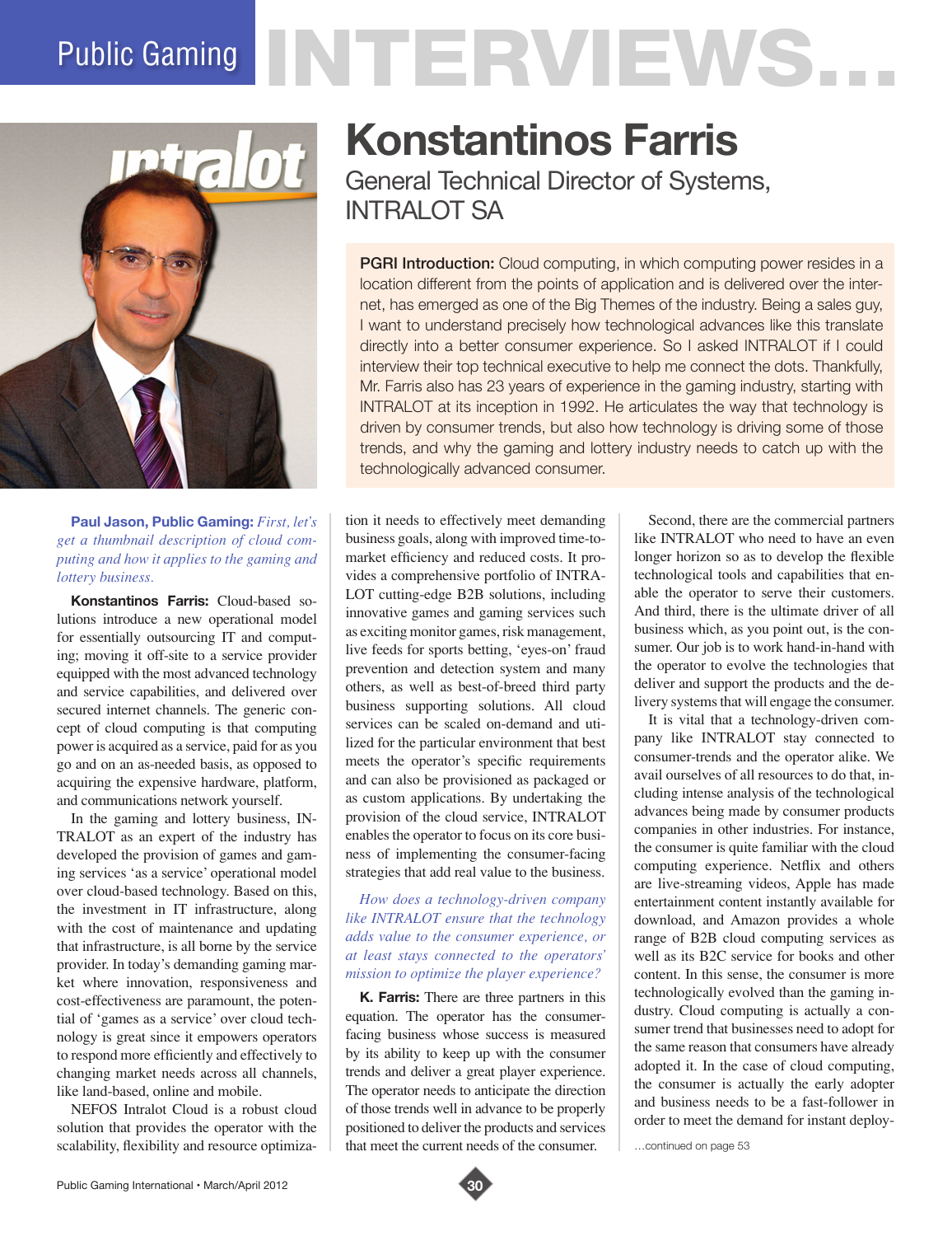# Public Gaming INTERVIEWS...

# Konstantinos Farris

## General Technical Director of Systems, INTRALOT SA

**PGRI Introduction:** Cloud computing, in which computing power resides in a location different from the points of application and is delivered over the internet, has emerged as one of the Big Themes of the industry. Being a sales guy, I want to understand precisely how technological advances like this translate directly into a better consumer experience. So I asked INTRALOT if I could interview their top technical executive to help me connect the dots. Thankfully, Mr. Farris also has 23 years of experience in the gaming industry, starting with INTRALOT at its inception in 1992. He articulates the way that technology is driven by consumer trends, but also how technology is driving some of those trends, and why the gaming and lottery industry needs to catch up with the technologically advanced consumer.

**Paul Jason, Public Gaming:** *First, let's get a thumbnail description of cloud computing and how it applies to the gaming and lottery business.*

**Konstantinos Farris:** Cloud-based solutions introduce a new operational model for essentially outsourcing IT and computing; moving it off-site to a service provider equipped with the most advanced technology and service capabilities, and delivered over secured internet channels. The generic concept of cloud computing is that computing power is acquired as a service, paid for as you go and on an as-needed basis, as opposed to acquiring the expensive hardware, platform, and communications network yourself.

In the gaming and lottery business, INTRALOT as an expert of the industry has developed the provision of games and gaming services 'as a service' operational model over cloud-based technology. Based on this, the investment in IT infrastructure, along with the cost of maintenance and updating that infrastructure, is all borne by the service provider. In today's demanding gaming market where innovation, responsiveness and cost-effectiveness are paramount, the potential of 'games as a service' over cloud technology is great since it empowers operators to respond more efficiently and effectively to changing market needs across all channels, like land-based, online and mobile.

NEFOS Intralot Cloud is a robust cloud solution that provides the operator with the scalability, flexibility and resource optimization it needs to effectively meet demanding business goals, along with improved time-to-market efficiency and reduced costs. It provides a comprehensive portfolio of INTRALOT cutting-edge B2B solutions, including innovative games and gaming services such as exciting monitor games, risk management, live feeds for sports betting, 'eyes-on' fraud prevention and detection system and many others, as well as best-of-breed third party business supporting solutions. All cloud services can be scaled on-demand and utilized for the particular environment that best meets the operator's specific requirements and can also be provisioned as packaged or as custom applications. By undertaking the provision of the cloud service, INTRALOT enables the operator to focus on its core business of implementing the consumer-facing strategies that add real value to the business.

*How does a technology-driven company like INTRALOT ensure that the technology adds value to the consumer experience, or at least stays connected to the operators' mission to optimize the player experience?*

**K. Farris:** There are three partners in this equation. The operator has the consumer-facing business whose success is measured by its ability to keep up with the consumer trends and deliver a great player experience. The operator needs to anticipate the direction of those trends well in advance to be properly positioned to deliver the products and services that meet the current needs of the consumer.

Second, there are the commercial partners like INTRALOT who need to have an even longer horizon so as to develop the flexible technological tools and capabilities that enable the operator to serve their customers. And third, there is the ultimate driver of all business which, as you point out, is the consumer. Our job is to work hand-in-hand with the operator to evolve the technologies that deliver and support the products and the delivery systems that will engage the consumer.

It is vital that a technology-driven company like INTRALOT stay connected to consumer-trends and the operator alike. We avail ourselves of all resources to do that, including intense analysis of the technological advances being made by consumer products companies in other industries. For instance, the consumer is quite familiar with the cloud computing experience. Netflix and others are live-streaming videos, Apple has made entertainment content instantly available for download, and Amazon provides a whole range of B2B cloud computing services as well as its B2C service for books and other content. In this sense, the consumer is more technologically evolved than the gaming industry. Cloud computing is actually a consumer trend that businesses need to adopt for the same reason that consumers have already adopted it. In the case of cloud computing, the consumer is actually the early adopter and business needs to be a fast-follower in order to meet the demand for instant deploy-

...continued on page 53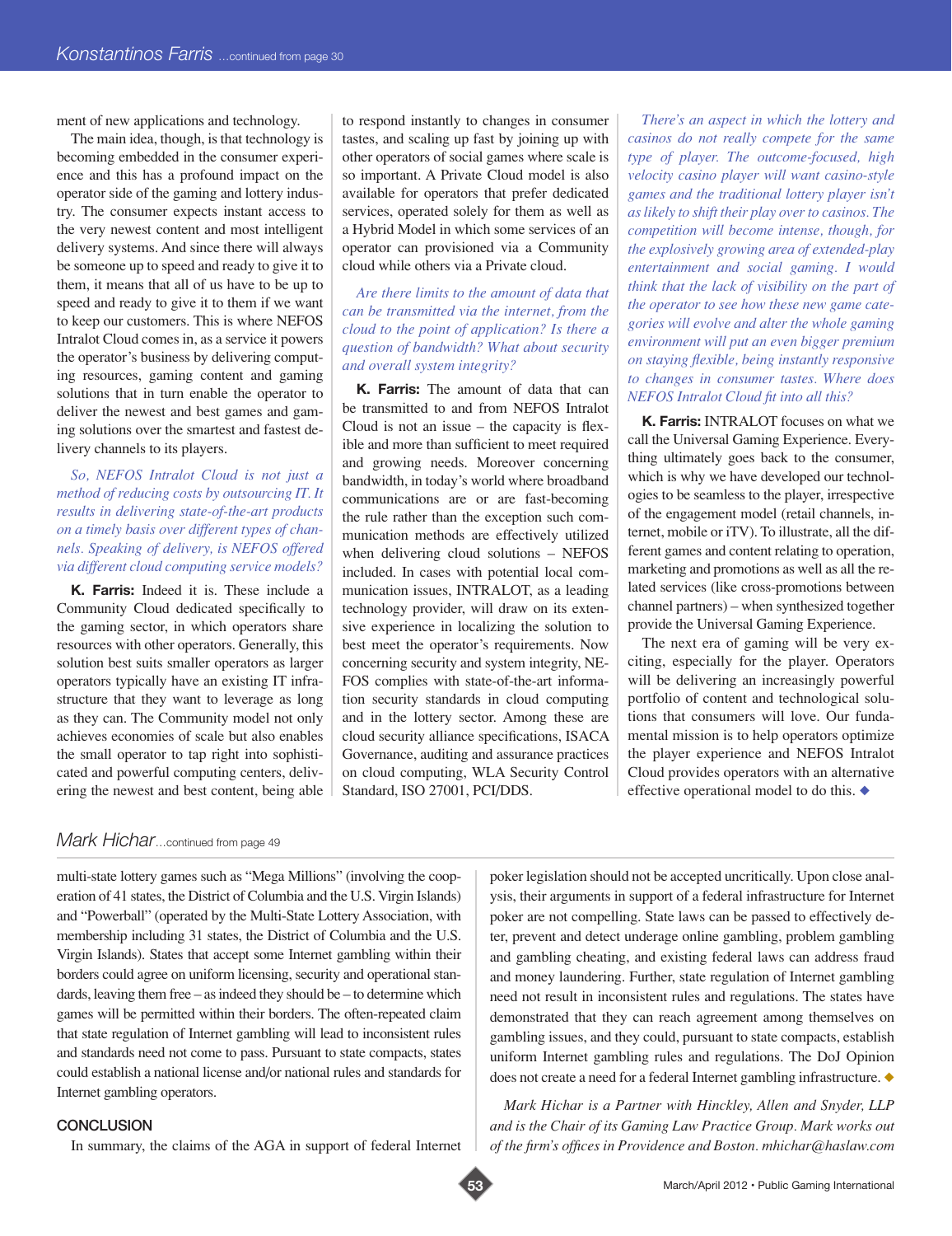## Konstantinos Farris ...continued from page 30

ment of new applications and technology.

The main idea, though, is that technology is becoming embedded in the consumer experience and this has a profound impact on the operator side of the gaming and lottery industry. The consumer expects instant access to the very newest content and most intelligent delivery systems. And since there will always be someone up to speed and ready to give it to them, it means that all of us have to be up to speed and ready to give it to them if we want to keep our customers. This is where NEFOS Intralot Cloud comes in, as a service it powers the operator's business by delivering computing resources, gaming content and gaming solutions that in turn enable the operator to deliver the newest and best games and gaming solutions over the smartest and fastest delivery channels to its players.

*So, NEFOS Intralot Cloud is not just a method of reducing costs by outsourcing IT. It results in delivering state-of-the-art products on a timely basis over different types of channels. Speaking of delivery, is NEFOS offered via different cloud computing service models?*

**K. Farris:** Indeed it is. These include a Community Cloud dedicated specifically to the gaming sector, in which operators share resources with other operators. Generally, this solution best suits smaller operators as larger operators typically have an existing IT infrastructure that they want to leverage as long as they can. The Community model not only achieves economies of scale but also enables the small operator to tap right into sophisticated and powerful computing centers, delivering the newest and best content, being able to respond instantly to changes in consumer tastes, and scaling up fast by joining up with other operators of social games where scale is so important. A Private Cloud model is also available for operators that prefer dedicated services, operated solely for them as well as a Hybrid Model in which some services of an operator can provisioned via a Community cloud while others via a Private cloud.

*Are there limits to the amount of data that can be transmitted via the internet, from the cloud to the point of application? Is there a question of bandwidth? What about security and overall system integrity?*

**K. Farris:** The amount of data that can be transmitted to and from NEFOS Intralot Cloud is not an issue – the capacity is flexible and more than sufficient to meet required and growing needs. Moreover concerning bandwidth, in today's world where broadband communications are or are fast-becoming the rule rather than the exception such communication methods are effectively utilized when delivering cloud solutions – NEFOS included. In cases with potential local communication issues, INTRALOT, as a leading technology provider, will draw on its extensive experience in localizing the solution to best meet the operator's requirements. Now concerning security and system integrity, NEFOS complies with state-of-the-art information security standards in cloud computing and in the lottery sector. Among these are cloud security alliance specifications, ISACA Governance, auditing and assurance practices on cloud computing, WLA Security Control Standard, ISO 27001, PCI/DDS.

*There's an aspect in which the lottery and casinos do not really compete for the same type of player. The outcome-focused, high velocity casino player will want casino-style games and the traditional lottery player isn't as likely to shift their play over to casinos. The competition will become intense, though, for the explosively growing area of extended-play entertainment and social gaming. I would think that the lack of visibility on the part of the operator to see how these new game categories will evolve and alter the whole gaming environment will put an even bigger premium on staying flexible, being instantly responsive to changes in consumer tastes. Where does NEFOS Intralot Cloud fit into all this?*

**K. Farris:** INTRALOT focuses on what we call the Universal Gaming Experience. Everything ultimately goes back to the consumer, which is why we have developed our technologies to be seamless to the player, irrespective of the engagement model (retail channels, internet, mobile or iTV). To illustrate, all the different games and content relating to operation, marketing and promotions as well as all the related services (like cross-promotions between channel partners) – when synthesized together provide the Universal Gaming Experience.

The next era of gaming will be very exciting, especially for the player. Operators will be delivering an increasingly powerful portfolio of content and technological solutions that consumers will love. Our fundamental mission is to help operators optimize the player experience and NEFOS Intralot Cloud provides operators with an alternative effective operational model to do this. ◆

## Mark Hichar...continued from page 49

multi-state lottery games such as "Mega Millions" (involving the cooperation of 41 states, the District of Columbia and the U.S. Virgin Islands) and "Powerball" (operated by the Multi-State Lottery Association, with membership including 31 states, the District of Columbia and the U.S. Virgin Islands). States that accept some Internet gambling within their borders could agree on uniform licensing, security and operational standards, leaving them free – as indeed they should be – to determine which games will be permitted within their borders. The often-repeated claim that state regulation of Internet gambling will lead to inconsistent rules and standards need not come to pass. Pursuant to state compacts, states could establish a national license and/or national rules and standards for Internet gambling operators.

### CONCLUSION

In summary, the claims of the AGA in support of federal Internet poker legislation should not be accepted uncritically. Upon close analysis, their arguments in support of a federal infrastructure for Internet poker are not compelling. State laws can be passed to effectively deter, prevent and detect underage online gambling, problem gambling and gambling cheating, and existing federal laws can address fraud and money laundering. Further, state regulation of Internet gambling need not result in inconsistent rules and regulations. The states have demonstrated that they can reach agreement among themselves on gambling issues, and they could, pursuant to state compacts, establish uniform Internet gambling rules and regulations. The DoJ Opinion does not create a need for a federal Internet gambling infrastructure. ◆

*Mark Hichar is a Partner with Hinckley, Allen and Snyder, LLP and is the Chair of its Gaming Law Practice Group. Mark works out of the firm's offices in Providence and Boston. mhichar@haslaw.com*